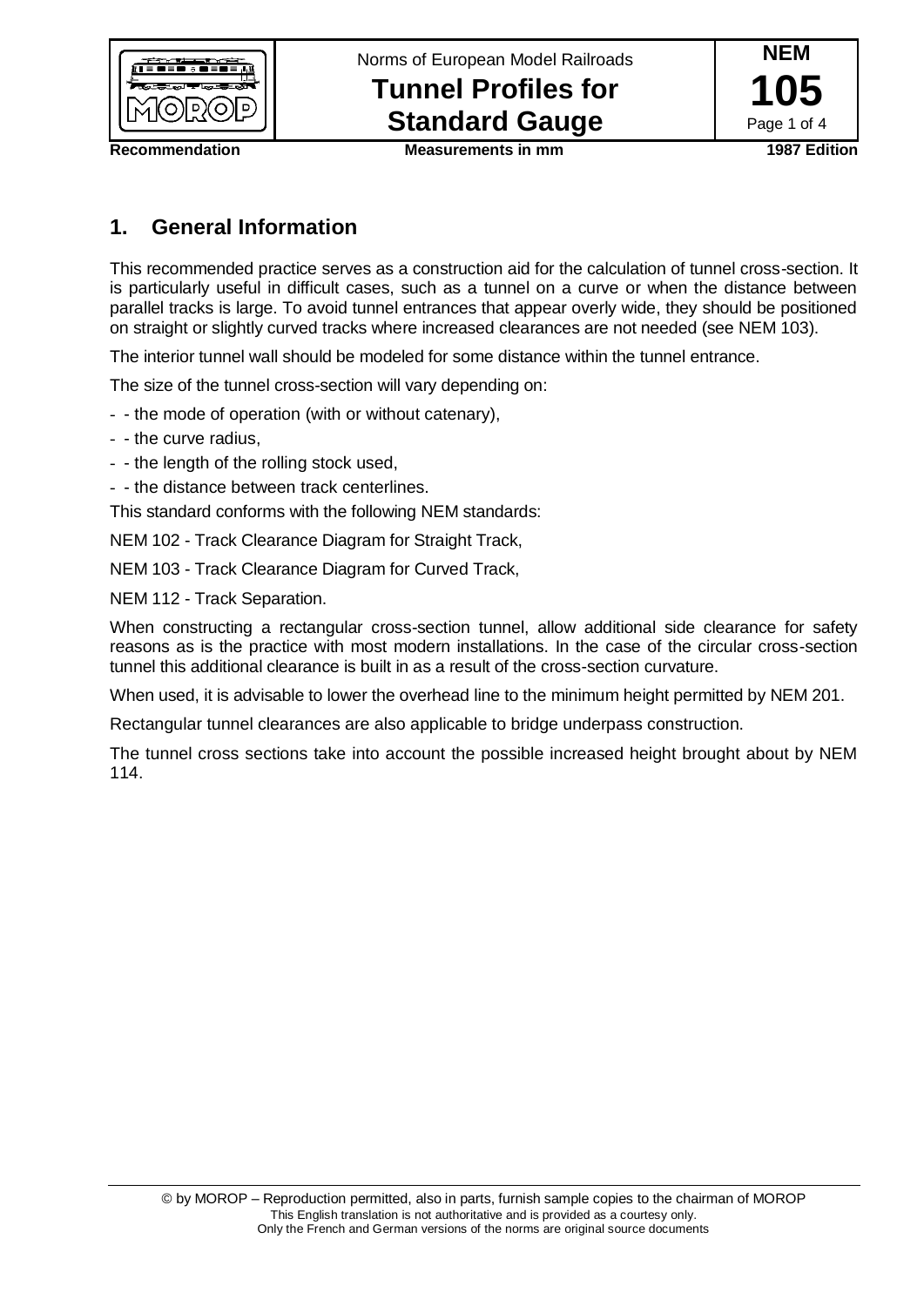Norms of European Model Railroads

# Tunnel Profiles for Standard Gauge

**NEM 105**

**Recommendation** | **Measurements in mm** | **1987 Edition**

## 1. General Information

This recommended practice serves as a construction aid for the calculation of tunnel cross-section. It is particularly useful in difficult cases, such as a tunnel on a curve or when the distance between parallel tracks is large. To avoid tunnel entrances that appear overly wide, they should be positioned on straight or slightly curved tracks where increased clearances are not needed (see NEM 103).

The interior tunnel wall should be modeled for some distance within the tunnel entrance.

The size of the tunnel cross-section will vary depending on:

- - the mode of operation (with or without catenary),
- - the curve radius,
- - the length of the rolling stock used,
- - the distance between track centerlines.

This standard conforms with the following NEM standards:

NEM 102 - Track Clearance Diagram for Straight Track,

NEM 103 - Track Clearance Diagram for Curved Track,

NEM 112 - Track Separation.

When constructing a rectangular cross-section tunnel, allow additional side clearance for safety reasons as is the practice with most modern installations. In the case of the circular cross-section tunnel this additional clearance is built in as a result of the cross-section curvature.

When used, it is advisable to lower the overhead line to the minimum height permitted by NEM 201.

Rectangular tunnel clearances are also applicable to bridge underpass construction.

The tunnel cross sections take into account the possible increased height brought about by NEM 114.

© by MOROP – Reproduction permitted, also in parts, furnish sample copies to the chairman of MOROP
This English translation is not authoritative and is provided as a courtesy only.
Only the French and German versions of the norms are original source documents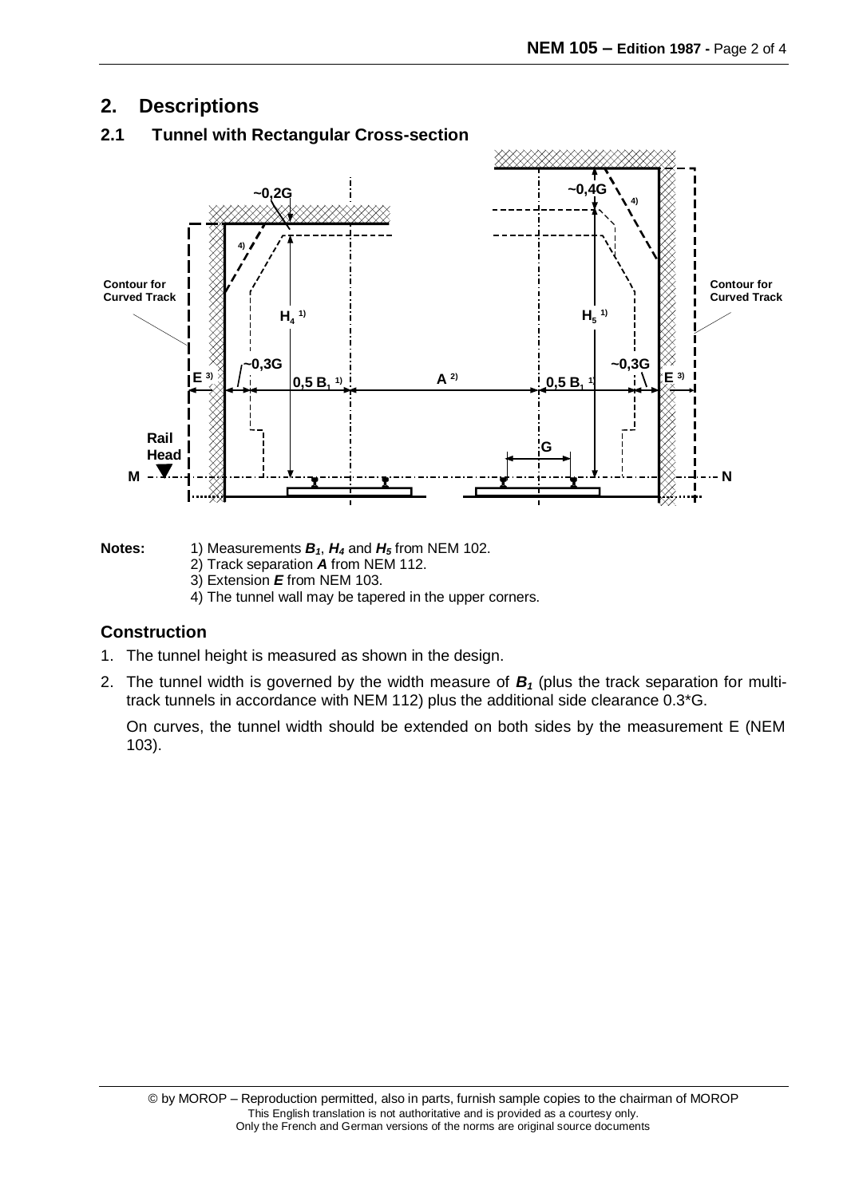## 2. Descriptions

### 2.1 Tunnel with Rectangular Cross-section

**Notes:**

1) Measurements $B_1$, $H_4$ and $H_5$ from NEM 102.
2) Track separation ***A*** from NEM 112.
3) Extension ***E*** from NEM 103.
4) The tunnel wall may be tapered in the upper corners.

### Construction

1. The tunnel height is measured as shown in the design.
2. The tunnel width is governed by the width measure of $B_1$ (plus the track separation for multi-track tunnels in accordance with NEM 112) plus the additional side clearance 0.3*G.

   On curves, the tunnel width should be extended on both sides by the measurement E (NEM 103).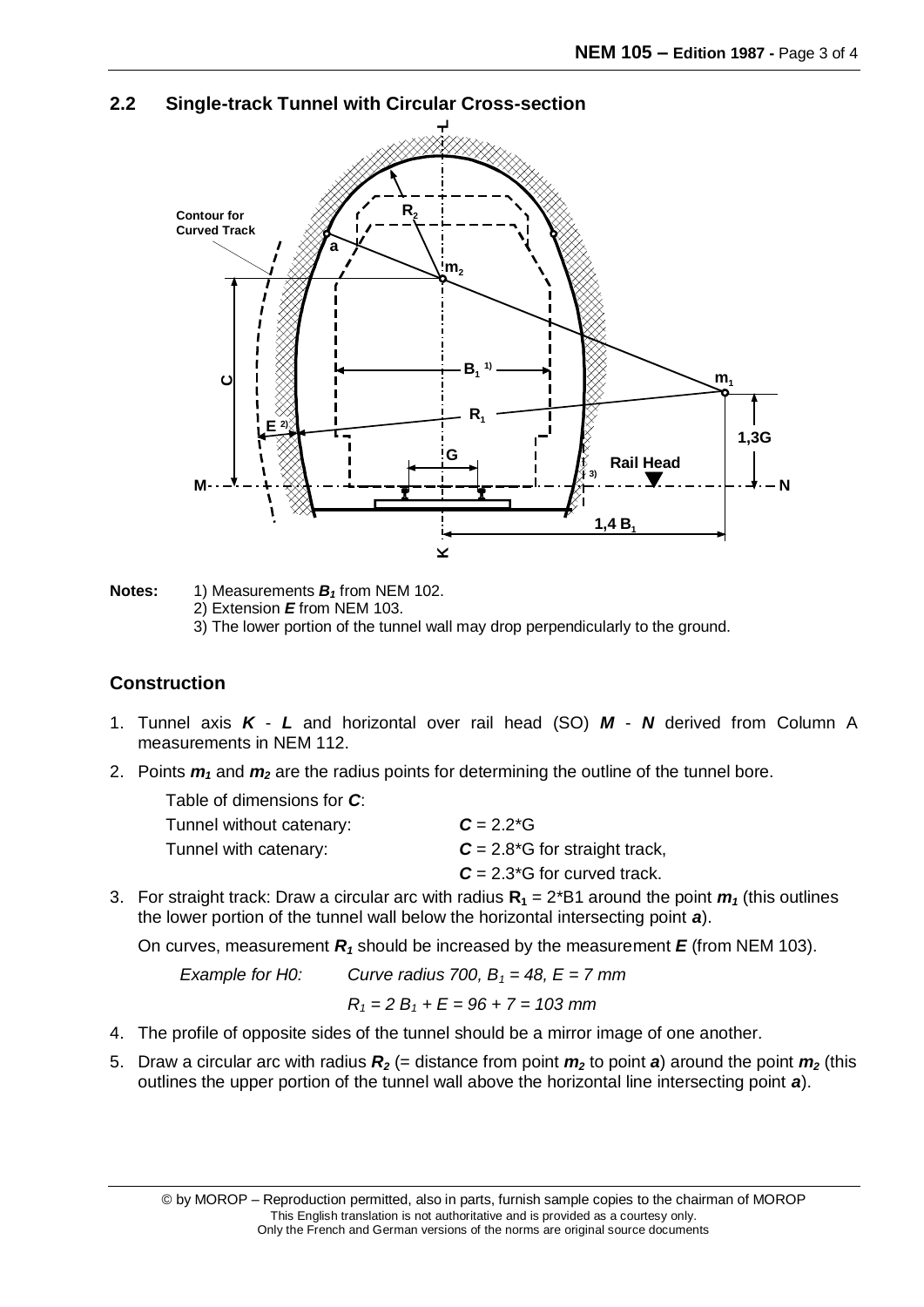## 2.2 Single-track Tunnel with Circular Cross-section

**Notes:**
1) Measurements $B_1$ from NEM 102.
2) Extension $E$ from NEM 103.
3) The lower portion of the tunnel wall may drop perpendicularly to the ground.

## Construction

1. Tunnel axis ***K*** - ***L*** and horizontal over rail head (SO) ***M*** - ***N*** derived from Column A measurements in NEM 112.
2. Points $m_1$ and $m_2$ are the radius points for determining the outline of the tunnel bore.

   Table of dimensions for ***C***:

   | | |
   |---|---|
   | Tunnel without catenary: | ***C*** = 2.2*G |
   | Tunnel with catenary: | ***C*** = 2.8*G for straight track, |
   | | ***C*** = 2.3*G for curved track. |

3. For straight track: Draw a circular arc with radius $R_1$ = 2*B1 around the point $m_1$ (this outlines the lower portion of the tunnel wall below the horizontal intersecting point ***a***).

   On curves, measurement $R_1$ should be increased by the measurement ***E*** (from NEM 103).

   *Example for H0:* *Curve radius 700, $B_1$ = 48, E = 7 mm*

   $R_1 = 2\,B_1 + E = 96 + 7 = 103$ *mm*

4. The profile of opposite sides of the tunnel should be a mirror image of one another.
5. Draw a circular arc with radius $R_2$ (= distance from point $m_2$ to point ***a***) around the point $m_2$ (this outlines the upper portion of the tunnel wall above the horizontal line intersecting point ***a***).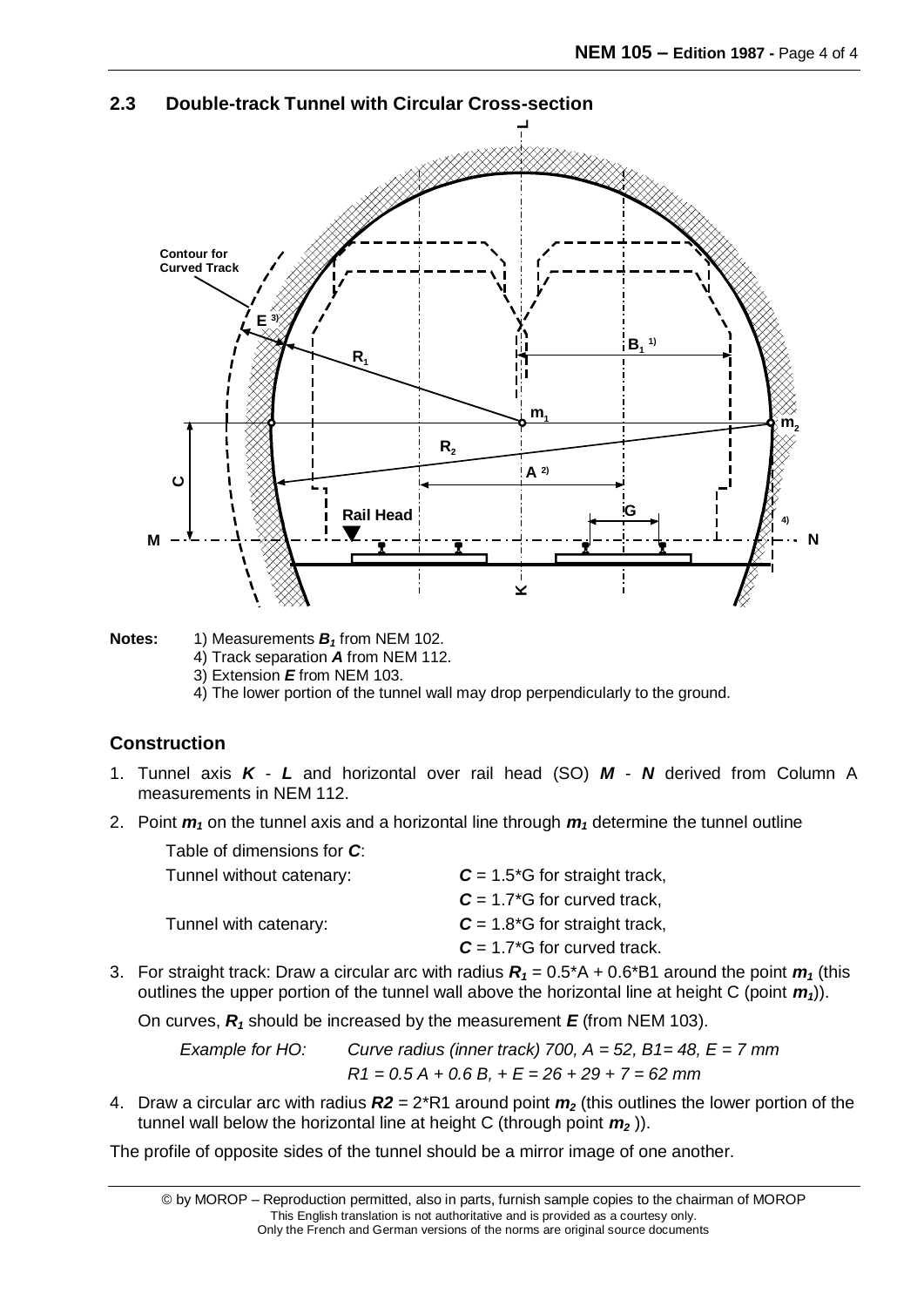## 2.3 Double-track Tunnel with Circular Cross-section

L

Contour for Curved Track

E 3)

$R_1$

$B_1$ 1)

$m_1$

$m_2$

$R_2$

A 2)

C

Rail Head

G

4)

M

N

K

**Notes:**
1) Measurements $B_1$ from NEM 102.
4) Track separation ***A*** from NEM 112.
3) Extension ***E*** from NEM 103.
4) The lower portion of the tunnel wall may drop perpendicularly to the ground.

## Construction

1. Tunnel axis ***K*** - ***L*** and horizontal over rail head (SO) ***M*** - ***N*** derived from Column A measurements in NEM 112.
2. Point $m_1$ on the tunnel axis and a horizontal line through $m_1$ determine the tunnel outline

   Table of dimensions for ***C***:

   | | |
   |---|---|
   | Tunnel without catenary: | ***C*** = 1.5*G for straight track, |
   | | ***C*** = 1.7*G for curved track, |
   | Tunnel with catenary: | ***C*** = 1.8*G for straight track, |
   | | ***C*** = 1.7*G for curved track. |

3. For straight track: Draw a circular arc with radius $R_1$ = 0.5*A + 0.6*B1 around the point $m_1$ (this outlines the upper portion of the tunnel wall above the horizontal line at height C (point $m_1$)).

   On curves, $R_1$ should be increased by the measurement ***E*** (from NEM 103).

   *Example for HO: Curve radius (inner track) 700, A = 52, B1= 48, E = 7 mm*
   *R1 = 0.5 A + 0.6 B, + E = 26 + 29 + 7 = 62 mm*

4. Draw a circular arc with radius ***R2*** = 2*R1 around point $m_2$ (this outlines the lower portion of the tunnel wall below the horizontal line at height C (through point $m_2$ )).

The profile of opposite sides of the tunnel should be a mirror image of one another.

© by MOROP – Reproduction permitted, also in parts, furnish sample copies to the chairman of MOROP
This English translation is not authoritative and is provided as a courtesy only.
Only the French and German versions of the norms are original source documents